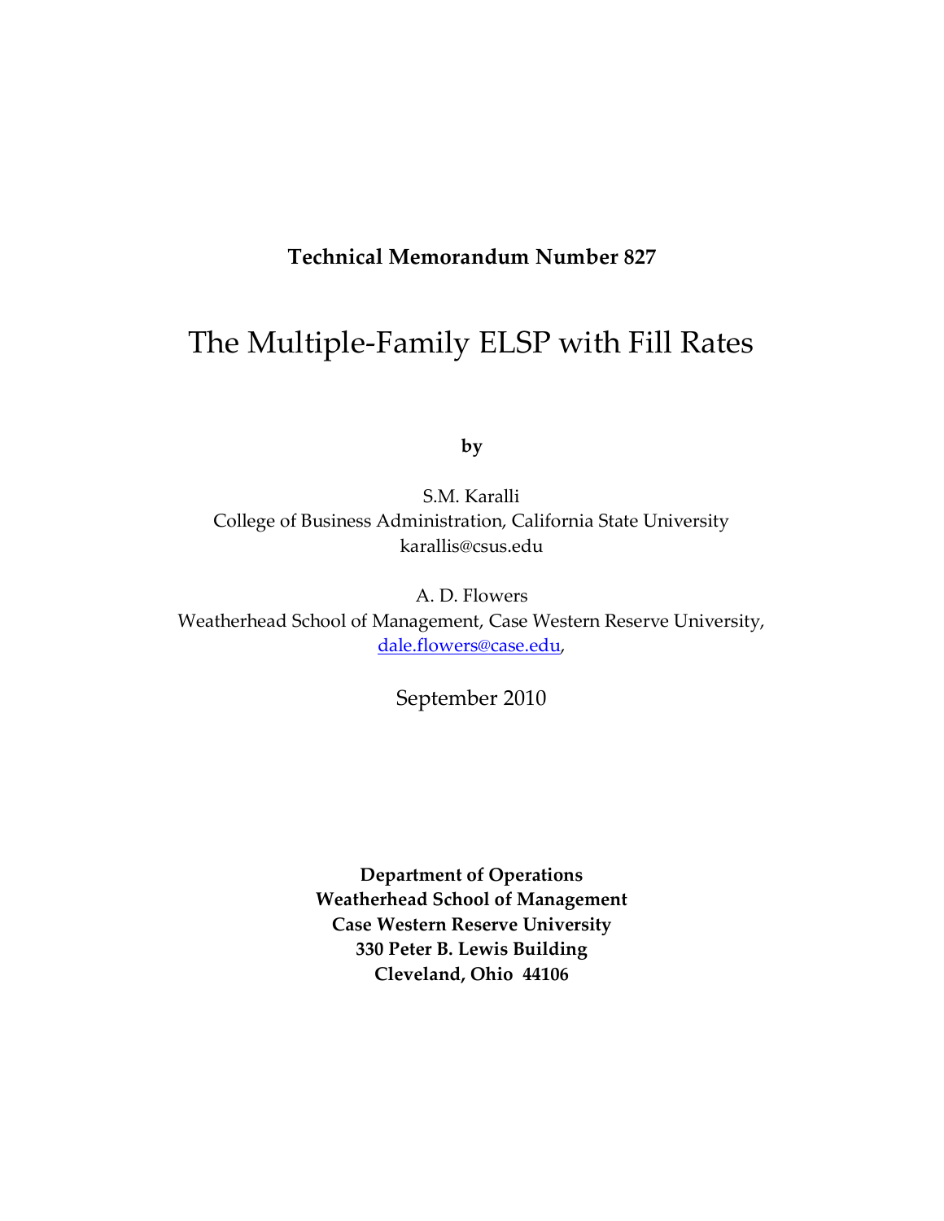**Technical Memorandum Number 827**

# The Multiple-Family ELSP with Fill Rates

**by**

S.M. Karalli
College of Business Administration, California State University
karallis@csus.edu

A. D. Flowers
Weatherhead School of Management, Case Western Reserve University,
dale.flowers@case.edu,

September 2010

**Department of Operations**
**Weatherhead School of Management**
**Case Western Reserve University**
**330 Peter B. Lewis Building**
**Cleveland, Ohio 44106**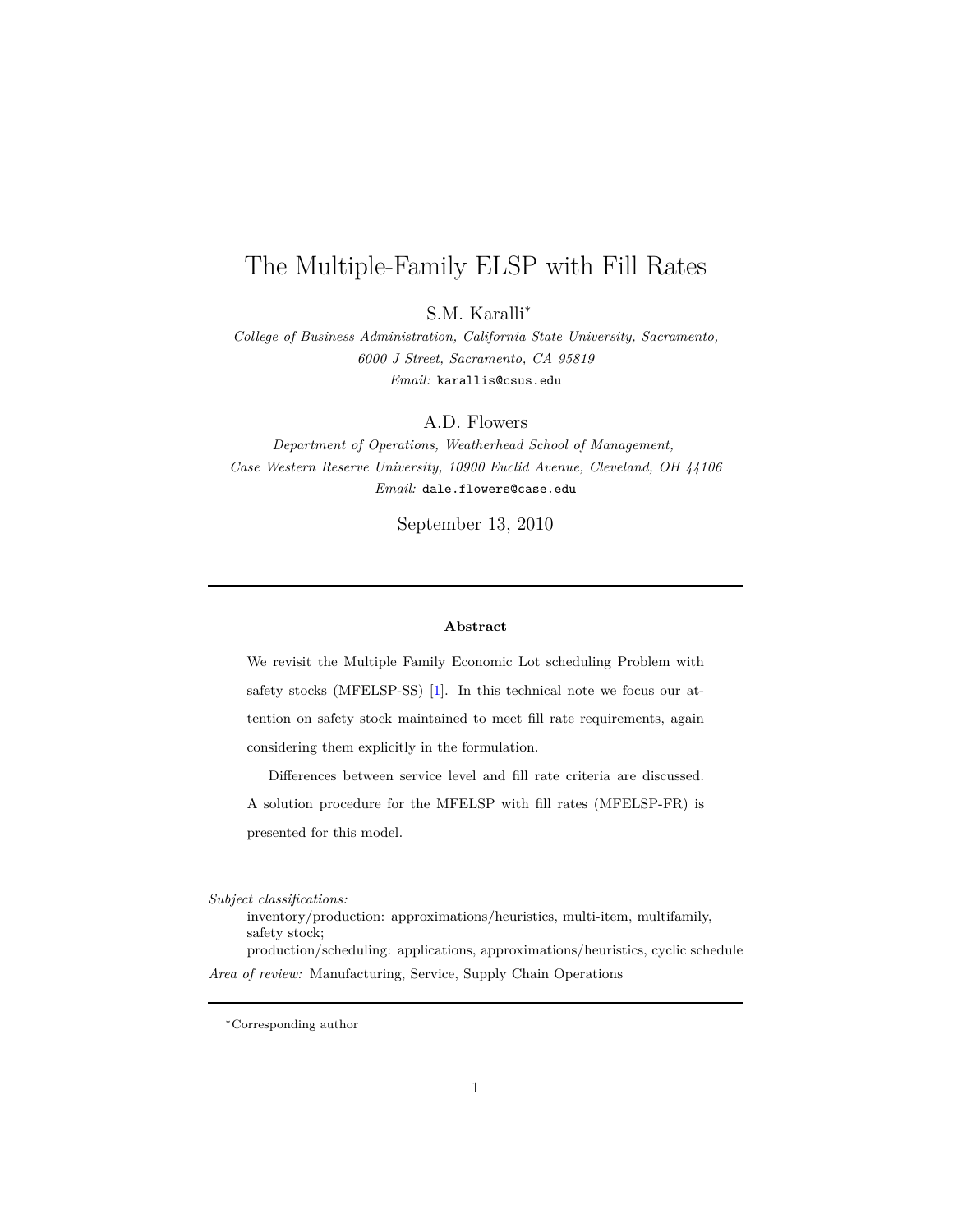# The Multiple-Family ELSP with Fill Rates

S.M. Karalli*

*College of Business Administration, California State University, Sacramento, 6000 J Street, Sacramento, CA 95819*

*Email:* karallis@csus.edu

A.D. Flowers

*Department of Operations, Weatherhead School of Management, Case Western Reserve University, 10900 Euclid Avenue, Cleveland, OH 44106*

*Email:* dale.flowers@case.edu

September 13, 2010

---

**Abstract**

We revisit the Multiple Family Economic Lot scheduling Problem with safety stocks (MFELSP-SS) [1]. In this technical note we focus our attention on safety stock maintained to meet fill rate requirements, again considering them explicitly in the formulation.

Differences between service level and fill rate criteria are discussed. A solution procedure for the MFELSP with fill rates (MFELSP-FR) is presented for this model.

*Subject classifications:*

inventory/production: approximations/heuristics, multi-item, multifamily, safety stock;

production/scheduling: applications, approximations/heuristics, cyclic schedule

*Area of review:* Manufacturing, Service, Supply Chain Operations

---

*Corresponding author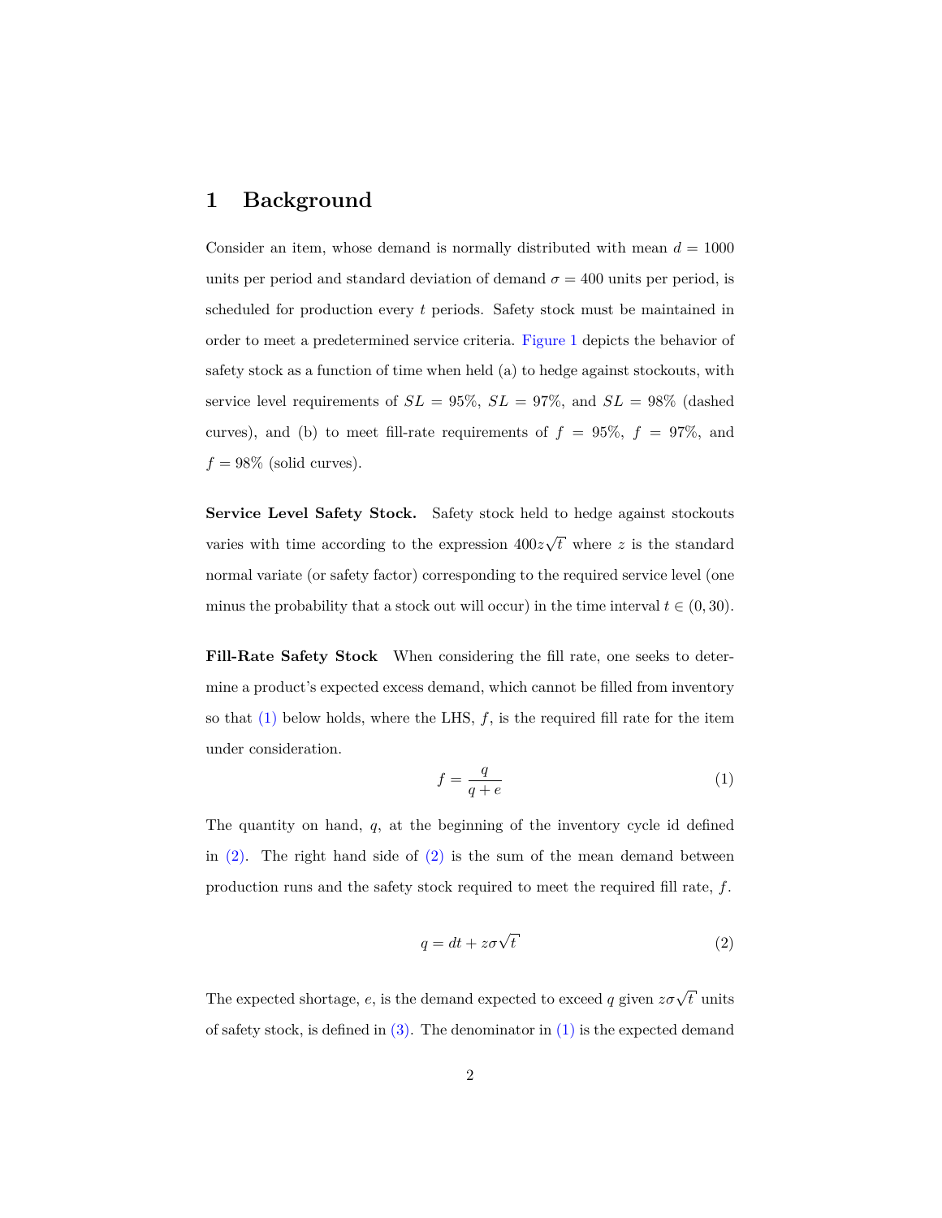# 1 Background

Consider an item, whose demand is normally distributed with mean $d = 1000$ units per period and standard deviation of demand $\sigma = 400$ units per period, is scheduled for production every $t$ periods. Safety stock must be maintained in order to meet a predetermined service criteria. Figure 1 depicts the behavior of safety stock as a function of time when held (a) to hedge against stockouts, with service level requirements of $SL = 95\%$, $SL = 97\%$, and $SL = 98\%$ (dashed curves), and (b) to meet fill-rate requirements of $f = 95\%$, $f = 97\%$, and $f = 98\%$ (solid curves).

**Service Level Safety Stock.** Safety stock held to hedge against stockouts varies with time according to the expression $400z\sqrt{t}$ where $z$ is the standard normal variate (or safety factor) corresponding to the required service level (one minus the probability that a stock out will occur) in the time interval $t \in (0, 30)$.

**Fill-Rate Safety Stock** When considering the fill rate, one seeks to determine a product's expected excess demand, which cannot be filled from inventory so that (1) below holds, where the LHS, $f$, is the required fill rate for the item under consideration.

$$f = \frac{q}{q + e} \tag{1}$$

The quantity on hand, $q$, at the beginning of the inventory cycle id defined in (2). The right hand side of (2) is the sum of the mean demand between production runs and the safety stock required to meet the required fill rate, $f$.

$$q = dt + z\sigma\sqrt{t} \tag{2}$$

The expected shortage, $e$, is the demand expected to exceed $q$ given $z\sigma\sqrt{t}$ units of safety stock, is defined in (3). The denominator in (1) is the expected demand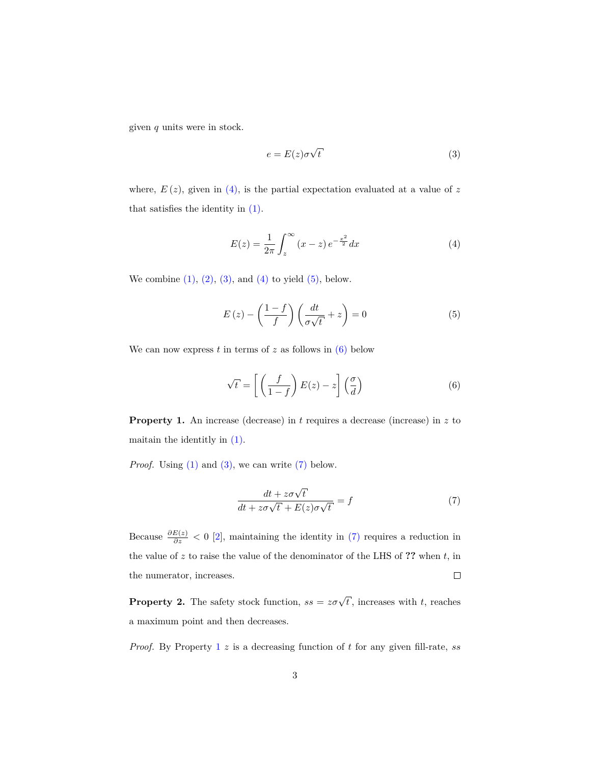given $q$ units were in stock.

$$e = E(z)\sigma\sqrt{t} \tag{3}$$

where, $E(z)$, given in (4), is the partial expectation evaluated at a value of $z$ that satisfies the identity in (1).

$$E(z) = \frac{1}{2\pi}\int_{z}^{\infty}(x-z)\,e^{-\frac{x^2}{2}}dx \tag{4}$$

We combine (1), (2), (3), and (4) to yield (5), below.

$$E(z) - \left(\frac{1-f}{f}\right)\left(\frac{dt}{\sigma\sqrt{t}} + z\right) = 0 \tag{5}$$

We can now express $t$ in terms of $z$ as follows in (6) below

$$\sqrt{t} = \left[\left(\frac{f}{1-f}\right)E(z) - z\right]\left(\frac{\sigma}{d}\right) \tag{6}$$

**Property 1.** An increase (decrease) in $t$ requires a decrease (increase) in $z$ to maitain the identtily in (1).

*Proof.* Using (1) and (3), we can write (7) below.

$$\frac{dt + z\sigma\sqrt{t}}{dt + z\sigma\sqrt{t} + E(z)\sigma\sqrt{t}} = f \tag{7}$$

Because $\frac{\partial E(z)}{\partial z} < 0$ [2], maintaining the identity in (7) requires a reduction in the value of $z$ to raise the value of the denominator of the LHS of **??** when $t$, in the numerator, increases. □

**Property 2.** The safety stock function, $ss = z\sigma\sqrt{t}$, increases with $t$, reaches a maximum point and then decreases.

*Proof.* By Property 1 $z$ is a decreasing function of $t$ for any given fill-rate, $ss$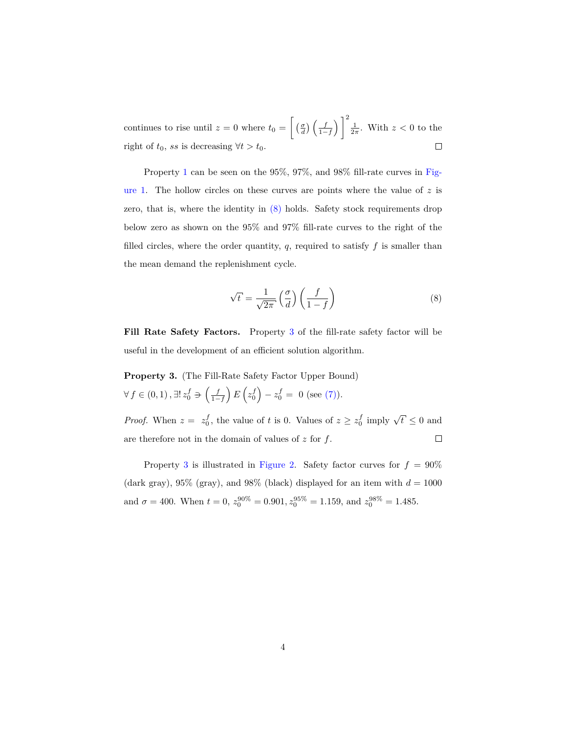continues to rise until $z = 0$ where $t_0 = \left[ \left(\frac{\sigma}{d}\right) \left(\frac{f}{1-f}\right) \right]^2 \frac{1}{2\pi}$. With $z < 0$ to the right of $t_0$, $ss$ is decreasing $\forall t > t_0$. $\square$

Property 1 can be seen on the 95%, 97%, and 98% fill-rate curves in Figure 1. The hollow circles on these curves are points where the value of $z$ is zero, that is, where the identity in (8) holds. Safety stock requirements drop below zero as shown on the 95% and 97% fill-rate curves to the right of the filled circles, where the order quantity, $q$, required to satisfy $f$ is smaller than the mean demand the replenishment cycle.

$$\sqrt{t} = \frac{1}{\sqrt{2\pi}} \left(\frac{\sigma}{d}\right) \left(\frac{f}{1-f}\right) \tag{8}$$

**Fill Rate Safety Factors.** Property 3 of the fill-rate safety factor will be useful in the development of an efficient solution algorithm.

**Property 3.** (The Fill-Rate Safety Factor Upper Bound)
$\forall\, f \in (0,1)\,, \exists!\, z_0^f \ni \left(\frac{f}{1-f}\right) E\left(z_0^f\right) - z_0^f = 0$ (see (7)).

*Proof.* When $z = z_0^f$, the value of $t$ is 0. Values of $z \geq z_0^f$ imply $\sqrt{t} \leq 0$ and are therefore not in the domain of values of $z$ for $f$. $\square$

Property 3 is illustrated in Figure 2. Safety factor curves for $f = 90\%$ (dark gray), 95% (gray), and 98% (black) displayed for an item with $d = 1000$ and $\sigma = 400$. When $t = 0$, $z_0^{90\%} = 0.901$, $z_0^{95\%} = 1.159$, and $z_0^{98\%} = 1.485$.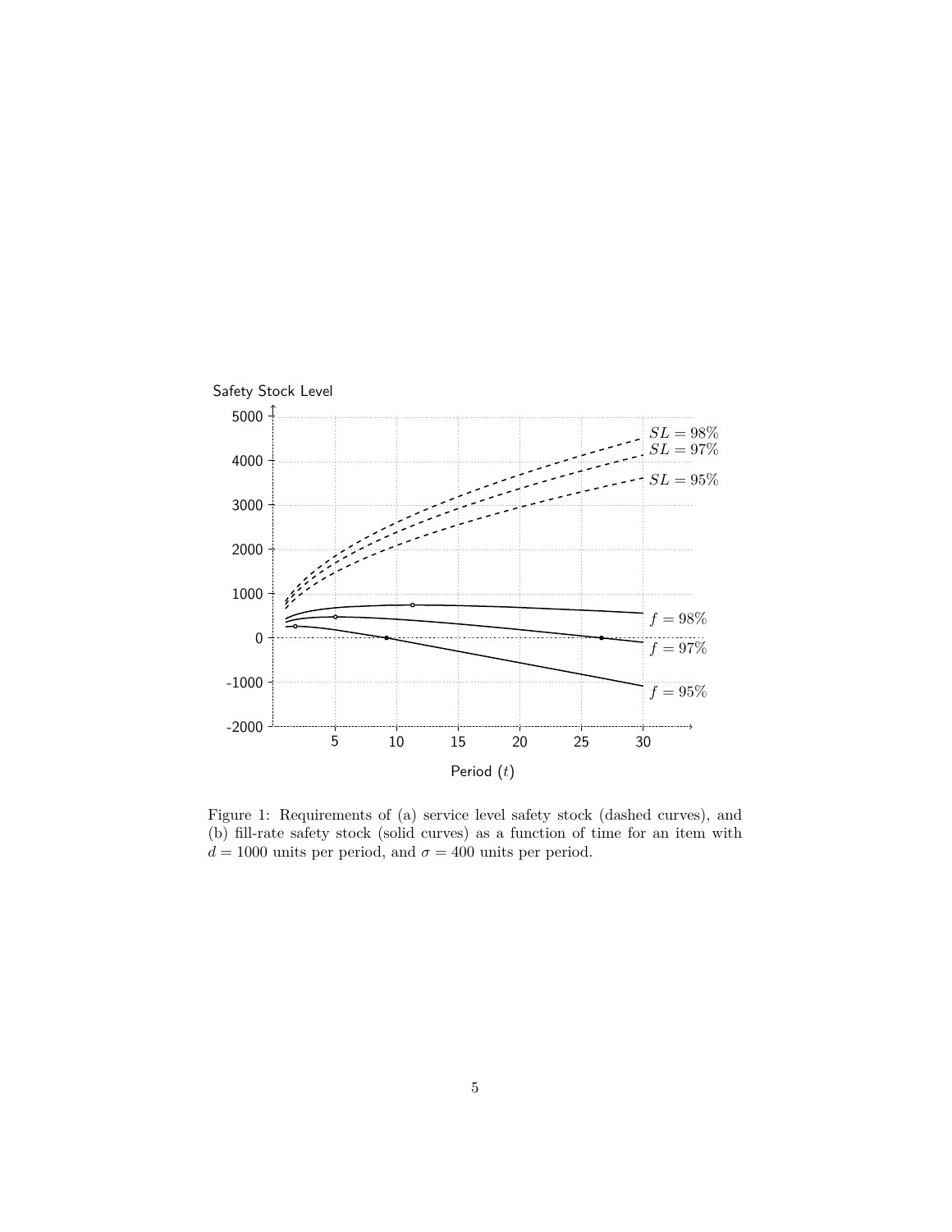Figure 1: Requirements of (a) service level safety stock (dashed curves), and (b) fill-rate safety stock (solid curves) as a function of time for an item with $d = 1000$ units per period, and $\sigma = 400$ units per period.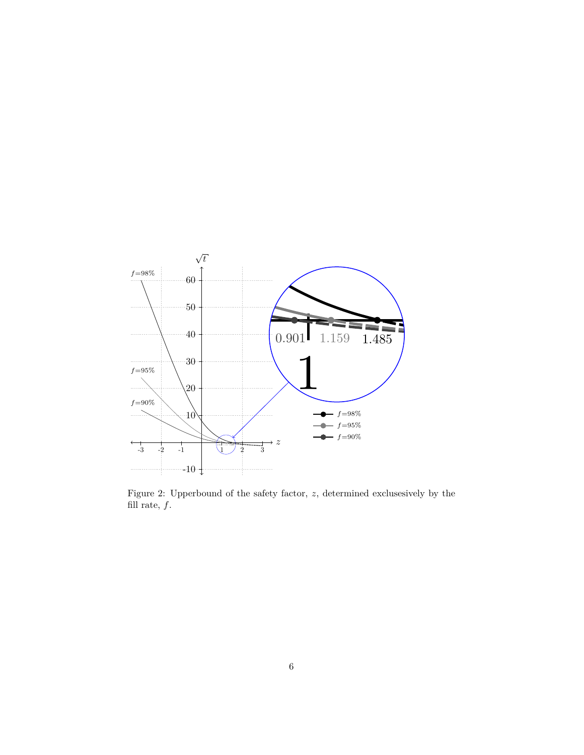Figure 2: Upperbound of the safety factor, $z$, determined exclusesively by the fill rate, $f$.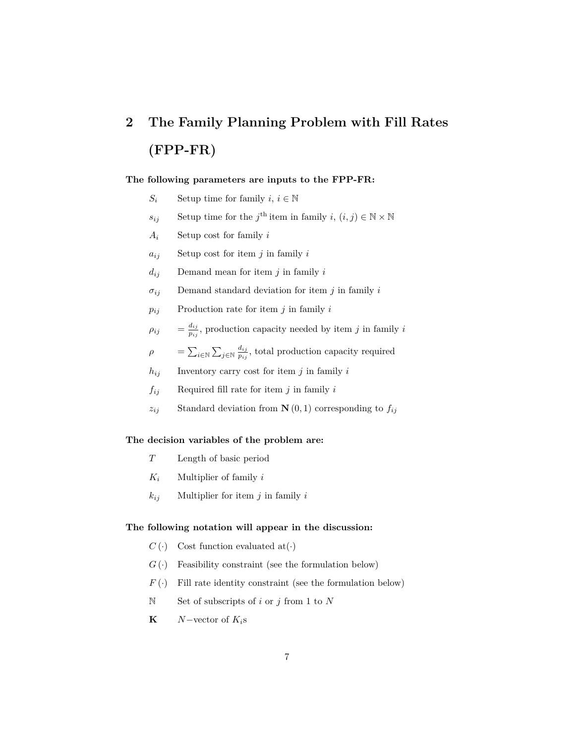## 2 The Family Planning Problem with Fill Rates (FPP-FR)

**The following parameters are inputs to the FPP-FR:**

- $S_i$ Setup time for family $i$, $i \in \mathbb{N}$
- $s_{ij}$ Setup time for the $j^{\text{th}}$ item in family $i$, $(i, j) \in \mathbb{N} \times \mathbb{N}$
- $A_i$ Setup cost for family $i$
- $a_{ij}$ Setup cost for item $j$ in family $i$
- $d_{ij}$ Demand mean for item $j$ in family $i$
- $\sigma_{ij}$ Demand standard deviation for item $j$ in family $i$
- $p_{ij}$ Production rate for item $j$ in family $i$
- $\rho_{ij}$ $= \frac{d_{ij}}{p_{ij}}$, production capacity needed by item $j$ in family $i$
- $\rho$ $= \sum_{i \in \mathbb{N}} \sum_{j \in \mathbb{N}} \frac{d_{ij}}{p_{ij}}$, total production capacity required
- $h_{ij}$ Inventory carry cost for item $j$ in family $i$
- $f_{ij}$ Required fill rate for item $j$ in family $i$
- $z_{ij}$ Standard deviation from $\mathbf{N}(0, 1)$ corresponding to $f_{ij}$

**The decision variables of the problem are:**

- $T$ Length of basic period
- $K_i$ Multiplier of family $i$
- $k_{ij}$ Multiplier for item $j$ in family $i$

**The following notation will appear in the discussion:**

- $C(\cdot)$ Cost function evaluated at$(\cdot)$
- $G(\cdot)$ Feasibility constraint (see the formulation below)
- $F(\cdot)$ Fill rate identity constraint (see the formulation below)
- $\mathbb{N}$ Set of subscripts of $i$ or $j$ from 1 to $N$
- $\mathbf{K}$ $N-$vector of $K_i$s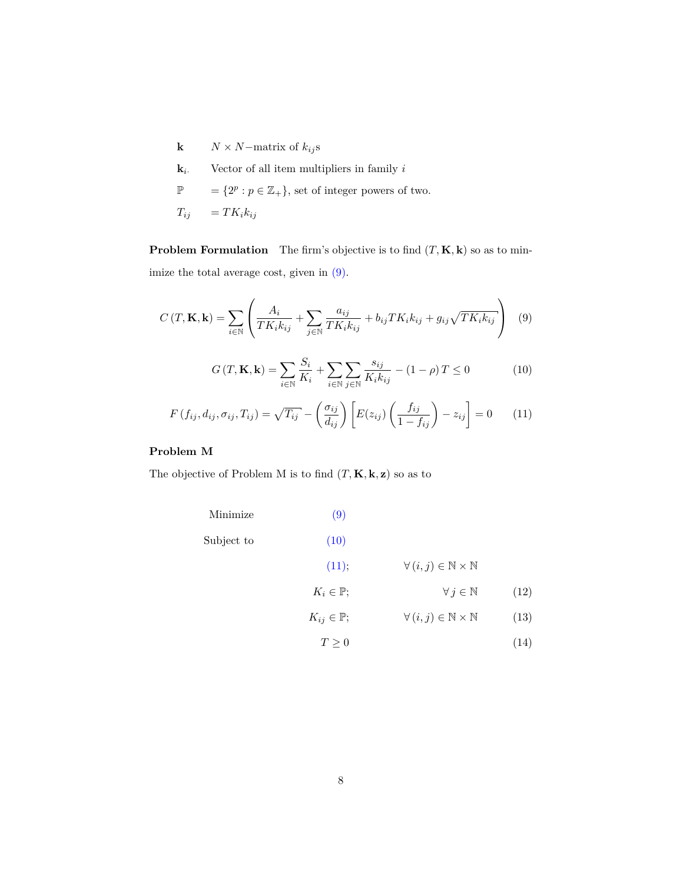| | |
|---|---|
| $\mathbf{k}$ | $N \times N-$matrix of $k_{ij}$s |
| $\mathbf{k}_{i\cdot}$ | Vector of all item multipliers in family $i$ |
| $\mathbb{P}$ | $= \{2^p : p \in \mathbb{Z}_+\}$, set of integer powers of two. |
| $T_{ij}$ | $= TK_i k_{ij}$ |

**Problem Formulation** The firm's objective is to find $(T, \mathbf{K}, \mathbf{k})$ so as to minimize the total average cost, given in (9).

$$C\left(T, \mathbf{K}, \mathbf{k}\right) = \sum_{i \in \mathbb{N}} \left( \frac{A_i}{TK_i k_{ij}} + \sum_{j \in \mathbb{N}} \frac{a_{ij}}{TK_i k_{ij}} + b_{ij} TK_i k_{ij} + g_{ij} \sqrt{TK_i k_{ij}} \right) \tag{9}$$

$$G\left(T, \mathbf{K}, \mathbf{k}\right) = \sum_{i \in \mathbb{N}} \frac{S_i}{K_i} + \sum_{i \in \mathbb{N}} \sum_{j \in \mathbb{N}} \frac{s_{ij}}{K_i k_{ij}} - \left(1 - \rho\right) T \leq 0 \tag{10}$$

$$F\left(f_{ij}, d_{ij}, \sigma_{ij}, T_{ij}\right) = \sqrt{T_{ij}} - \left(\frac{\sigma_{ij}}{d_{ij}}\right) \left[ E(z_{ij}) \left(\frac{f_{ij}}{1 - f_{ij}}\right) - z_{ij} \right] = 0 \tag{11}$$

### Problem M

The objective of Problem M is to find $(T, \mathbf{K}, \mathbf{k}, \mathbf{z})$ so as to

| | | | |
|---|---|---|---|
| Minimize | (9) | | |
| Subject to | (10) | | |
| | (11); | $\forall (i, j) \in \mathbb{N} \times \mathbb{N}$ | |
| | $K_i \in \mathbb{P}$; | $\forall j \in \mathbb{N}$ | (12) |
| | $K_{ij} \in \mathbb{P}$; | $\forall (i, j) \in \mathbb{N} \times \mathbb{N}$ | (13) |
| | $T \geq 0$ | | (14) |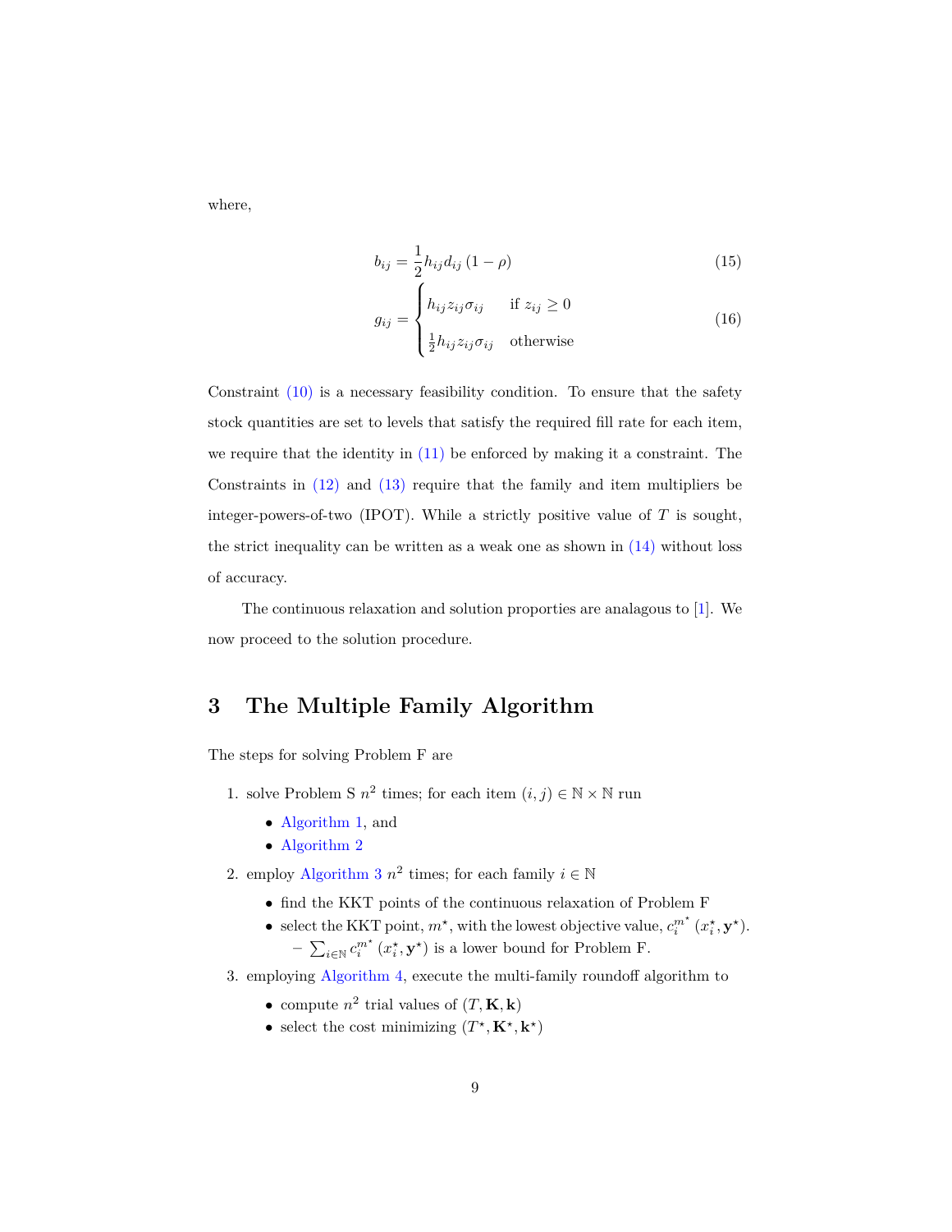where,

$$b_{ij} = \frac{1}{2} h_{ij} d_{ij} (1 - \rho) \tag{15}$$

$$g_{ij} = \begin{cases} h_{ij} z_{ij} \sigma_{ij} & \text{if } z_{ij} \geq 0 \\ \frac{1}{2} h_{ij} z_{ij} \sigma_{ij} & \text{otherwise} \end{cases} \tag{16}$$

Constraint (10) is a necessary feasibility condition. To ensure that the safety stock quantities are set to levels that satisfy the required fill rate for each item, we require that the identity in (11) be enforced by making it a constraint. The Constraints in (12) and (13) require that the family and item multipliers be integer-powers-of-two (IPOT). While a strictly positive value of $T$ is sought, the strict inequality can be written as a weak one as shown in (14) without loss of accuracy.

The continuous relaxation and solution proporties are analagous to [1]. We now proceed to the solution procedure.

## 3 The Multiple Family Algorithm

The steps for solving Problem F are

1. solve Problem S $n^2$ times; for each item $(i, j) \in \mathbb{N} \times \mathbb{N}$ run
   - Algorithm 1, and
   - Algorithm 2
2. employ Algorithm 3 $n^2$ times; for each family $i \in \mathbb{N}$
   - find the KKT points of the continuous relaxation of Problem F
   - select the KKT point, $m^\star$, with the lowest objective value, $c_i^{m^\star}(x_i^\star, \mathbf{y}^\star)$.
     - $\sum_{i \in \mathbb{N}} c_i^{m^\star}(x_i^\star, \mathbf{y}^\star)$ is a lower bound for Problem F.
3. employing Algorithm 4, execute the multi-family roundoff algorithm to
   - compute $n^2$ trial values of $(T, \mathbf{K}, \mathbf{k})$
   - select the cost minimizing $(T^\star, \mathbf{K}^\star, \mathbf{k}^\star)$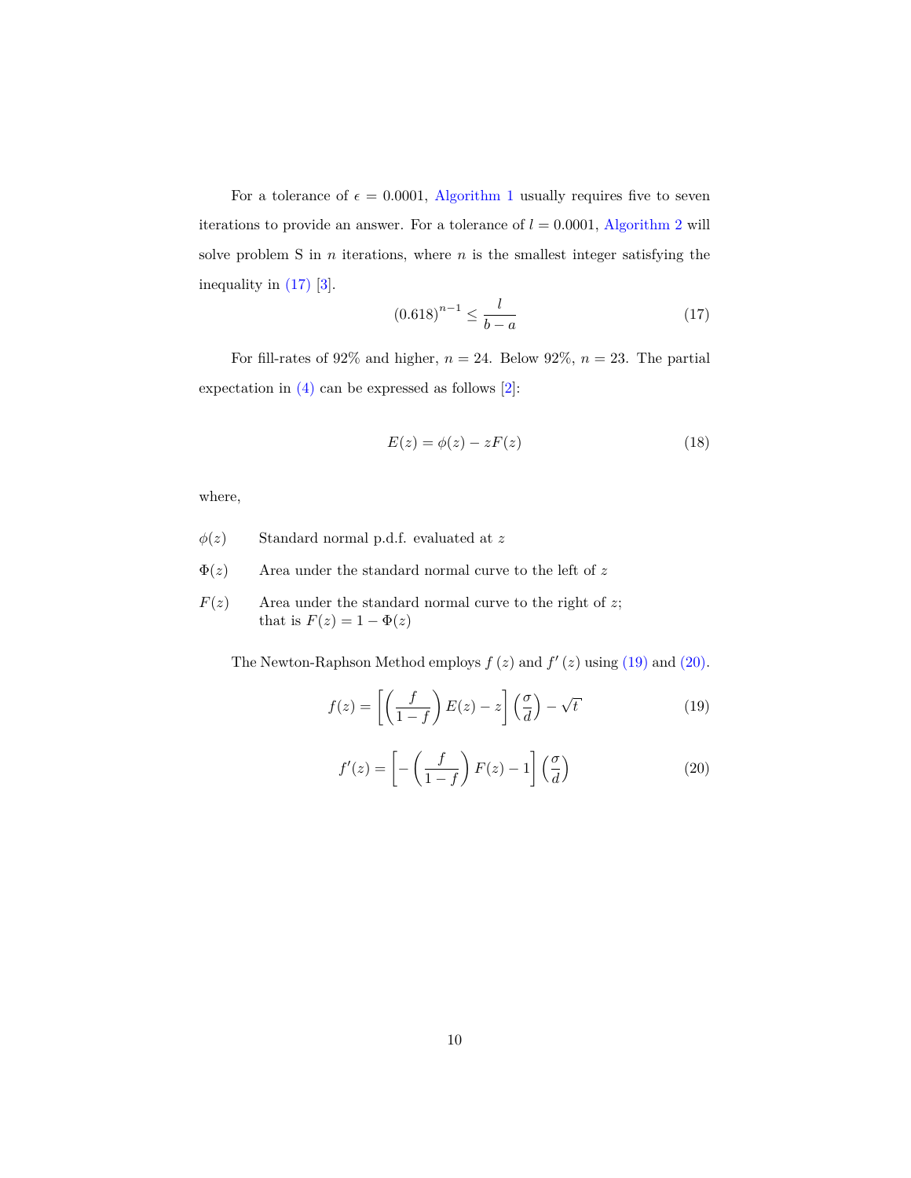For a tolerance of $\epsilon = 0.0001$, Algorithm 1 usually requires five to seven iterations to provide an answer. For a tolerance of $l = 0.0001$, Algorithm 2 will solve problem S in $n$ iterations, where $n$ is the smallest integer satisfying the inequality in (17) [3].

$$(0.618)^{n-1} \leq \frac{l}{b-a} \tag{17}$$

For fill-rates of 92% and higher, $n = 24$. Below 92%, $n = 23$. The partial expectation in (4) can be expressed as follows [2]:

$$E(z) = \phi(z) - zF(z) \tag{18}$$

where,

- $\phi(z)$ Standard normal p.d.f. evaluated at $z$
- $\Phi(z)$ Area under the standard normal curve to the left of $z$
- $F(z)$ Area under the standard normal curve to the right of $z$; that is $F(z) = 1 - \Phi(z)$

The Newton-Raphson Method employs $f(z)$ and $f'(z)$ using (19) and (20).

$$f(z) = \left[ \left( \frac{f}{1-f} \right) E(z) - z \right] \left( \frac{\sigma}{d} \right) - \sqrt{t} \tag{19}$$

$$f'(z) = \left[ - \left( \frac{f}{1-f} \right) F(z) - 1 \right] \left( \frac{\sigma}{d} \right) \tag{20}$$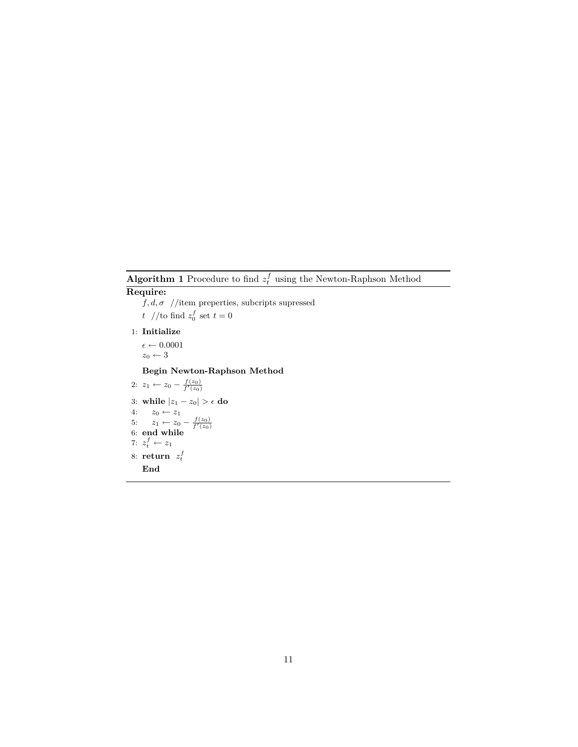**Algorithm 1** Procedure to find $z_t^f$ using the Newton-Raphson Method

**Require:**

$f, d, \sigma$ //item preperties, subcripts supressed

$t$ //to find $z_0^f$ set $t = 0$

1: **Initialize**

$\epsilon \leftarrow 0.0001$

$z_0 \leftarrow 3$

**Begin Newton-Raphson Method**

2: $z_1 \leftarrow z_0 - \frac{f(z_0)}{f'(z_0)}$

3: **while** $|z_1 - z_0| > \epsilon$ **do**

4: $\quad z_0 \leftarrow z_1$

5: $\quad z_1 \leftarrow z_0 - \frac{f(z_0)}{f'(z_0)}$

6: **end while**

7: $z_t^f \leftarrow z_1$

8: **return** $z_t^f$

**End**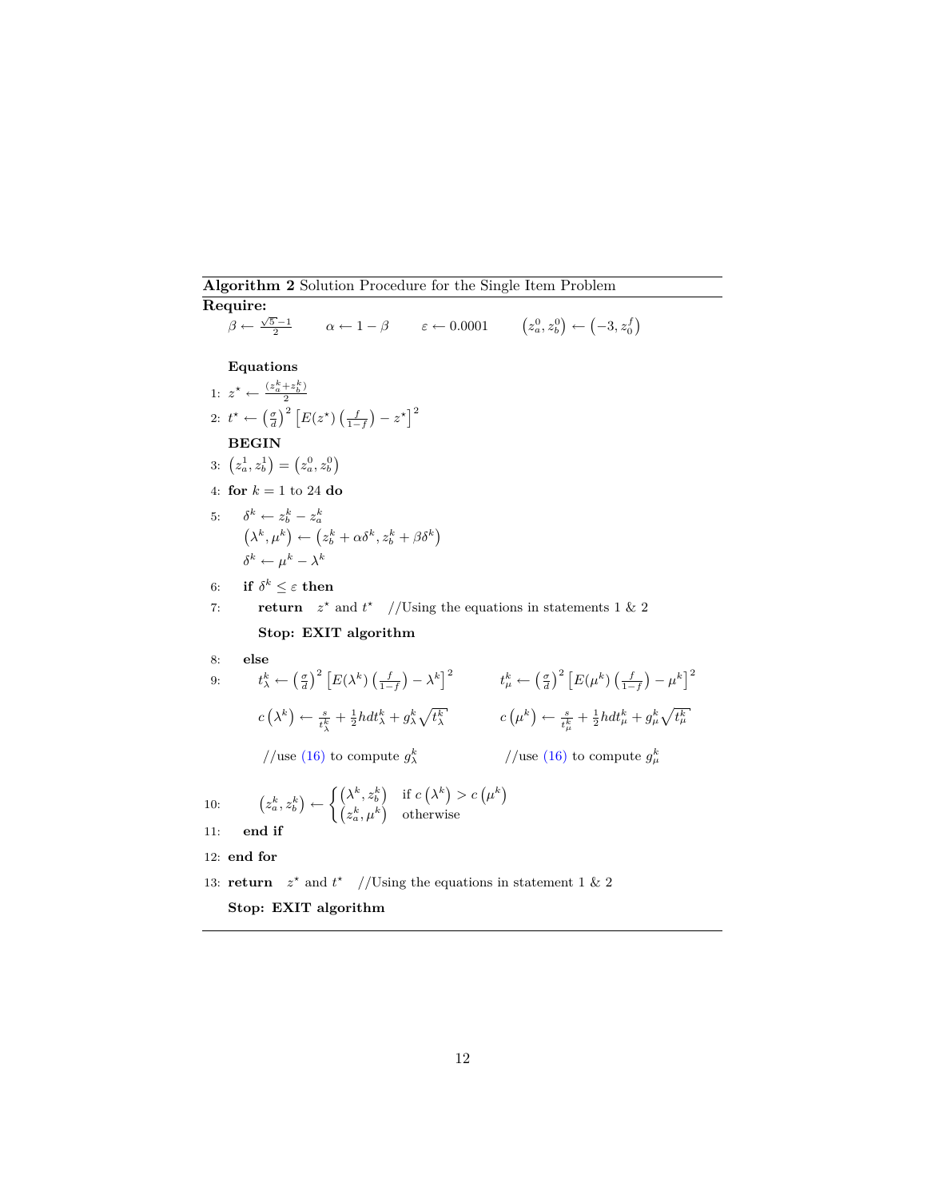**Algorithm 2** Solution Procedure for the Single Item Problem

**Require:**

$\beta \leftarrow \frac{\sqrt{5}-1}{2} \qquad \alpha \leftarrow 1-\beta \qquad \varepsilon \leftarrow 0.0001 \qquad \left(z_a^0, z_b^0\right) \leftarrow \left(-3, z_0^f\right)$

**Equations**

1: $z^\star \leftarrow \frac{(z_a^k + z_b^k)}{2}$

2: $t^\star \leftarrow \left(\frac{\sigma}{d}\right)^2 \left[E(z^\star)\left(\frac{f}{1-f}\right) - z^\star\right]^2$

**BEGIN**

3: $\left(z_a^1, z_b^1\right) = \left(z_a^0, z_b^0\right)$

4: **for** $k = 1$ to 24 **do**

5: $\quad \delta^k \leftarrow z_b^k - z_a^k$

$\quad \left(\lambda^k, \mu^k\right) \leftarrow \left(z_b^k + \alpha\delta^k, z_b^k + \beta\delta^k\right)$

$\quad \delta^k \leftarrow \mu^k - \lambda^k$

6: $\quad$ **if** $\delta^k \leq \varepsilon$ **then**

7: $\quad\quad$ **return** $z^\star$ and $t^\star$ //Using the equations in statements 1 & 2

$\quad\quad$ **Stop: EXIT algorithm**

8: $\quad$ **else**

9: $\quad\quad t_\lambda^k \leftarrow \left(\frac{\sigma}{d}\right)^2 \left[E(\lambda^k)\left(\frac{f}{1-f}\right) - \lambda^k\right]^2 \qquad t_\mu^k \leftarrow \left(\frac{\sigma}{d}\right)^2 \left[E(\mu^k)\left(\frac{f}{1-f}\right) - \mu^k\right]^2$

$\quad\quad c\left(\lambda^k\right) \leftarrow \frac{s}{t_\lambda^k} + \frac{1}{2}hdt_\lambda^k + g_\lambda^k\sqrt{t_\lambda^k} \qquad c\left(\mu^k\right) \leftarrow \frac{s}{t_\mu^k} + \frac{1}{2}hdt_\mu^k + g_\mu^k\sqrt{t_\mu^k}$

$\quad\quad$ //use (16) to compute $g_\lambda^k$ $\qquad$ //use (16) to compute $g_\mu^k$

10: $\quad\quad \left(z_a^k, z_b^k\right) \leftarrow \begin{cases} \left(\lambda^k, z_b^k\right) & \text{if } c\left(\lambda^k\right) > c\left(\mu^k\right) \\ \left(z_a^k, \mu^k\right) & \text{otherwise} \end{cases}$

11: $\quad$ **end if**

12: **end for**

13: **return** $z^\star$ and $t^\star$ //Using the equations in statement 1 & 2

**Stop: EXIT algorithm**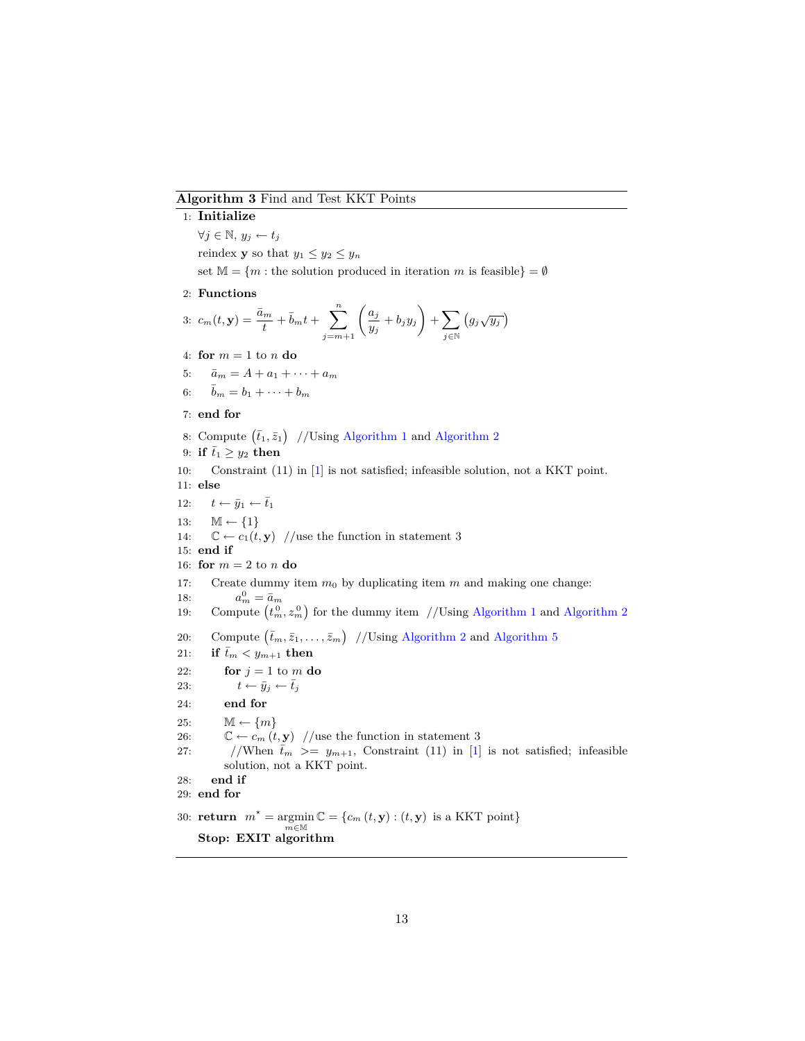**Algorithm 3** Find and Test KKT Points

1: **Initialize**

  $\forall j \in \mathbb{N}$, $y_j \leftarrow t_j$

  reindex $\mathbf{y}$ so that $y_1 \leq y_2 \leq y_n$

  set $\mathbb{M} = \{m : \text{the solution produced in iteration } m \text{ is feasible}\} = \emptyset$

2: **Functions**

3: $c_m(t, \mathbf{y}) = \dfrac{\bar{a}_m}{t} + \bar{b}_m t + \displaystyle\sum_{j=m+1}^{n} \left( \frac{a_j}{y_j} + b_j y_j \right) + \sum_{j \in \mathbb{N}} \left( g_j \sqrt{y_j} \right)$

4: **for** $m = 1$ to $n$ **do**

5:   $\bar{a}_m = A + a_1 + \cdots + a_m$

6:   $\bar{b}_m = b_1 + \cdots + b_m$

7: **end for**

8: Compute $(\bar{t}_1, \bar{z}_1)$ //Using Algorithm 1 and Algorithm 2

9: **if** $\bar{t}_1 \geq y_2$ **then**

10:   Constraint (11) in [1] is not satisfied; infeasible solution, not a KKT point.

11: **else**

12:   $t \leftarrow \bar{y}_1 \leftarrow \bar{t}_1$

13:   $\mathbb{M} \leftarrow \{1\}$

14:   $\mathbb{C} \leftarrow c_1(t, \mathbf{y})$ //use the function in statement 3

15: **end if**

16: **for** $m = 2$ to $n$ **do**

17:   Create dummy item $m_0$ by duplicating item $m$ and making one change:

18:     $a_m^0 = \bar{a}_m$

19:   Compute $(t_m^0, z_m^0)$ for the dummy item //Using Algorithm 1 and Algorithm 2

20:   Compute $(\bar{t}_m, \bar{z}_1, \ldots, \bar{z}_m)$ //Using Algorithm 2 and Algorithm 5

21:   **if** $\bar{t}_m < y_{m+1}$ **then**

22:     **for** $j = 1$ to $m$ **do**

23:       $t \leftarrow \bar{y}_j \leftarrow \bar{t}_j$

24:     **end for**

25:     $\mathbb{M} \leftarrow \{m\}$

26:     $\mathbb{C} \leftarrow c_m(t, \mathbf{y})$ //use the function in statement 3

27:     //When $\bar{t}_m >= y_{m+1}$, Constraint (11) in [1] is not satisfied; infeasible solution, not a KKT point.

28:   **end if**

29: **end for**

30: **return** $m^\star = \underset{m \in \mathbb{M}}{\operatorname{argmin}}\, \mathbb{C} = \{c_m(t, \mathbf{y}) : (t, \mathbf{y}) \text{ is a KKT point}\}$

  **Stop: EXIT algorithm**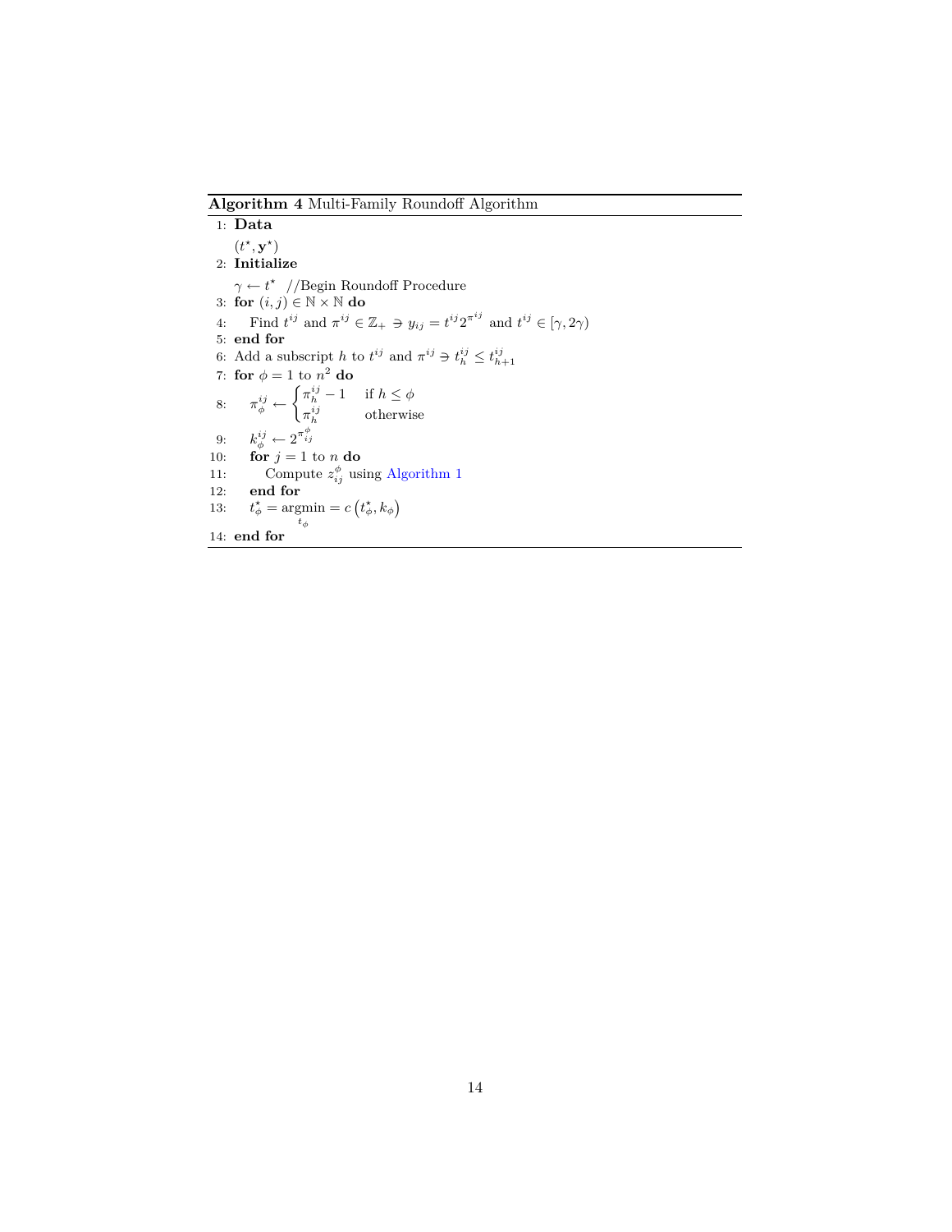**Algorithm 4** Multi-Family Roundoff Algorithm

```
1:  Data
      (t*, y*)
2:  Initialize
      γ ← t*   //Begin Roundoff Procedure
3:  for (i, j) ∈ ℕ × ℕ do
4:      Find t^{ij} and π^{ij} ∈ ℤ_+ ∋ y_{ij} = t^{ij} 2^{π^{ij}} and t^{ij} ∈ [γ, 2γ)
5:  end for
6:  Add a subscript h to t^{ij} and π^{ij} ∋ t^{ij}_h ≤ t^{ij}_{h+1}
7:  for φ = 1 to n^2 do
8:      π^{ij}_φ ← { π^{ij}_h − 1   if h ≤ φ
                   { π^{ij}_h       otherwise
9:      k^{ij}_φ ← 2^{π^φ_{ij}}
10:     for j = 1 to n do
11:         Compute z^φ_{ij} using Algorithm 1
12:     end for
13:     t*_φ = argmin_{t_φ} = c(t*_φ, k_φ)
14: end for
```

1: **Data**

$(t^\star, \mathbf{y}^\star)$

2: **Initialize**

$\gamma \leftarrow t^\star$ //Begin Roundoff Procedure

3: **for** $(i, j) \in \mathbb{N} \times \mathbb{N}$ **do**

4: Find $t^{ij}$ and $\pi^{ij} \in \mathbb{Z}_+ \ni y_{ij} = t^{ij} 2^{\pi^{ij}}$ and $t^{ij} \in [\gamma, 2\gamma)$

5: **end for**

6: Add a subscript $h$ to $t^{ij}$ and $\pi^{ij} \ni t^{ij}_h \leq t^{ij}_{h+1}$

7: **for** $\phi = 1$ to $n^2$ **do**

8: $\pi^{ij}_\phi \leftarrow \begin{cases} \pi^{ij}_h - 1 & \text{if } h \leq \phi \\ \pi^{ij}_h & \text{otherwise} \end{cases}$

9: $k^{ij}_\phi \leftarrow 2^{\pi^\phi_{ij}}$

10: **for** $j = 1$ to $n$ **do**

11: Compute $z^\phi_{ij}$ using Algorithm 1

12: **end for**

13: $t^\star_\phi = \underset{t_\phi}{\text{argmin}} = c\left(t^\star_\phi, k_\phi\right)$

14: **end for**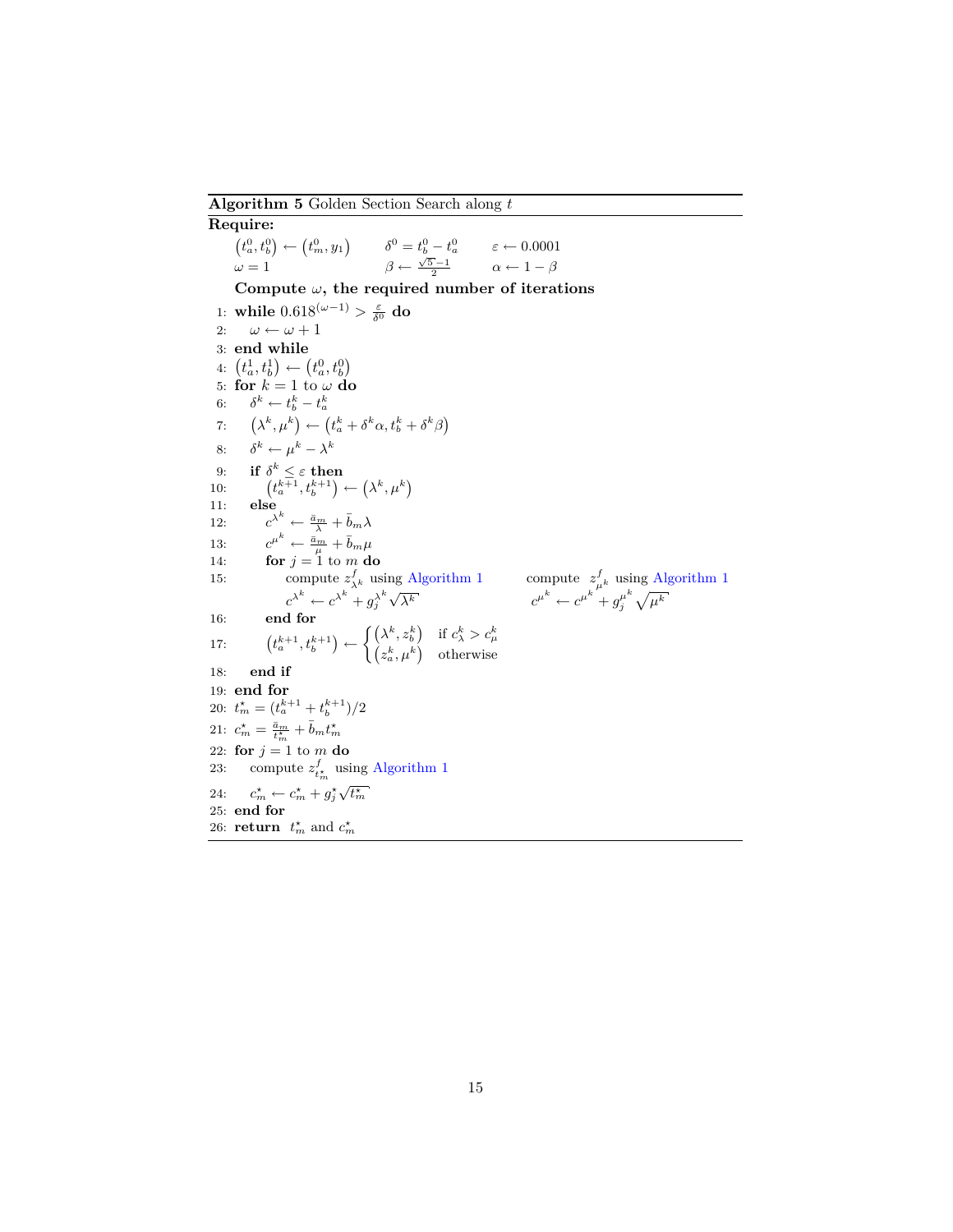**Algorithm 5** Golden Section Search along $t$

**Require:**

$\left(t_a^0, t_b^0\right) \leftarrow \left(t_m^0, y_1\right)$ $\quad$ $\delta^0 = t_b^0 - t_a^0$ $\quad$ $\varepsilon \leftarrow 0.0001$

$\omega = 1$ $\quad$ $\beta \leftarrow \frac{\sqrt{5}-1}{2}$ $\quad$ $\alpha \leftarrow 1 - \beta$

**Compute $\omega$, the required number of iterations**

```
1:  while 0.618^(ω−1) > ε/δ^0 do
2:      ω ← ω + 1
3:  end while
4:  (t_a^1, t_b^1) ← (t_a^0, t_b^0)
5:  for k = 1 to ω do
6:      δ^k ← t_b^k − t_a^k
7:      (λ^k, μ^k) ← (t_a^k + δ^k α, t_b^k + δ^k β)
8:      δ^k ← μ^k − λ^k
9:      if δ^k ≤ ε then
10:         (t_a^{k+1}, t_b^{k+1}) ← (λ^k, μ^k)
11:     else
12:         c^{λ^k} ← ā_m/λ + b̄_m λ
13:         c^{μ^k} ← ā_m/μ + b̄_m μ
14:         for j = 1 to m do
15:             compute z^f_{λ^k} using Algorithm 1          compute z^f_{μ^k} using Algorithm 1
                c^{λ^k} ← c^{λ^k} + g_j^{λ^k} √(λ^k)           c^{μ^k} ← c^{μ^k} + g_j^{μ^k} √(μ^k)
16:         end for
17:         (t_a^{k+1}, t_b^{k+1}) ← { (λ^k, z_b^k)   if c_λ^k > c_μ^k
                                       { (z_a^k, μ^k)   otherwise
18:     end if
19: end for
20: t_m^⋆ = (t_a^{k+1} + t_b^{k+1})/2
21: c_m^⋆ = ā_m/t_m^⋆ + b̄_m t_m^⋆
22: for j = 1 to m do
23:     compute z^f_{t_m^⋆} using Algorithm 1
24:     c_m^⋆ ← c_m^⋆ + g_j^⋆ √(t_m^⋆)
25: end for
26: return t_m^⋆ and c_m^⋆
```

In LaTeX notation:

1: **while** $0.618^{(\omega-1)} > \frac{\varepsilon}{\delta^0}$ **do**
2: $\quad\omega \leftarrow \omega + 1$
3: **end while**
4: $\left(t_a^1, t_b^1\right) \leftarrow \left(t_a^0, t_b^0\right)$
5: **for** $k = 1$ to $\omega$ **do**
6: $\quad\delta^k \leftarrow t_b^k - t_a^k$
7: $\quad\left(\lambda^k, \mu^k\right) \leftarrow \left(t_a^k + \delta^k \alpha, t_b^k + \delta^k \beta\right)$
8: $\quad\delta^k \leftarrow \mu^k - \lambda^k$
9: $\quad$**if** $\delta^k \leq \varepsilon$ **then**
10: $\quad\quad\left(t_a^{k+1}, t_b^{k+1}\right) \leftarrow \left(\lambda^k, \mu^k\right)$
11: $\quad$**else**
12: $\quad\quad c^{\lambda^k} \leftarrow \frac{\bar{a}_m}{\lambda} + \bar{b}_m \lambda$
13: $\quad\quad c^{\mu^k} \leftarrow \frac{\bar{a}_m}{\mu} + \bar{b}_m \mu$
14: $\quad\quad$**for** $j = 1$ to $m$ **do**
15: $\quad\quad\quad$compute $z^f_{\lambda^k}$ using Algorithm 1 $\quad$ compute $z^f_{\mu^k}$ using Algorithm 1
$\quad\quad\quad c^{\lambda^k} \leftarrow c^{\lambda^k} + g_j^{\lambda^k} \sqrt{\lambda^k}$ $\quad$ $c^{\mu^k} \leftarrow c^{\mu^k} + g_j^{\mu^k} \sqrt{\mu^k}$
16: $\quad\quad$**end for**
17: $\quad\quad\left(t_a^{k+1}, t_b^{k+1}\right) \leftarrow \begin{cases} \left(\lambda^k, z_b^k\right) & \text{if } c_\lambda^k > c_\mu^k \\ \left(z_a^k, \mu^k\right) & \text{otherwise} \end{cases}$
18: $\quad$**end if**
19: **end for**
20: $t_m^\star = (t_a^{k+1} + t_b^{k+1})/2$
21: $c_m^\star = \frac{\bar{a}_m}{t_m^\star} + \bar{b}_m t_m^\star$
22: **for** $j = 1$ to $m$ **do**
23: $\quad$compute $z^f_{t_m^\star}$ using Algorithm 1
24: $\quad c_m^\star \leftarrow c_m^\star + g_j^\star \sqrt{t_m^\star}$
25: **end for**
26: **return** $t_m^\star$ and $c_m^\star$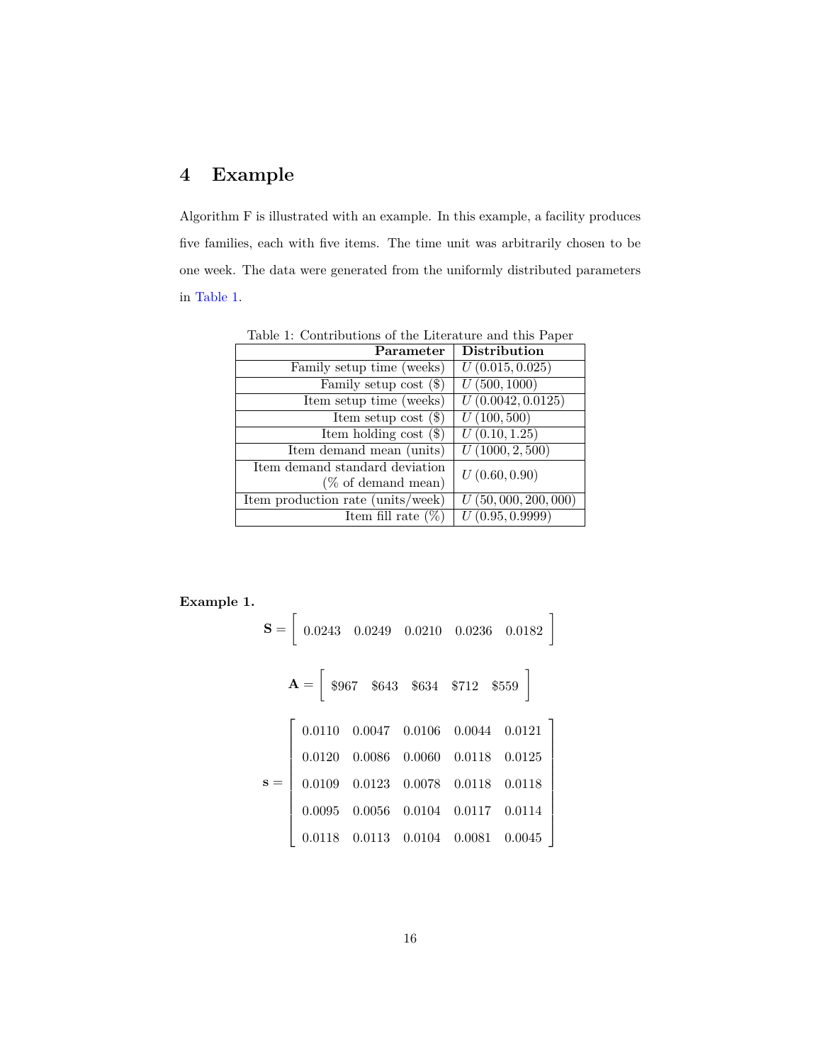# 4 Example

Algorithm F is illustrated with an example. In this example, a facility produces five families, each with five items. The time unit was arbitrarily chosen to be one week. The data were generated from the uniformly distributed parameters in Table 1.

Table 1: Contributions of the Literature and this Paper

| Parameter | Distribution |
|---:|---|
| Family setup time (weeks) | $U(0.015, 0.025)$ |
| Family setup cost ($) | $U(500, 1000)$ |
| Item setup time (weeks) | $U(0.0042, 0.0125)$ |
| Item setup cost ($) | $U(100, 500)$ |
| Item holding cost ($) | $U(0.10, 1.25)$ |
| Item demand mean (units) | $U(1000, 2,500)$ |
| Item demand standard deviation (% of demand mean) | $U(0.60, 0.90)$ |
| Item production rate (units/week) | $U(50,000, 200,000)$ |
| Item fill rate (%) | $U(0.95, 0.9999)$ |

**Example 1.**

$$\mathbf{S} = \begin{bmatrix} 0.0243 & 0.0249 & 0.0210 & 0.0236 & 0.0182 \end{bmatrix}$$

$$\mathbf{A} = \begin{bmatrix} \$967 & \$643 & \$634 & \$712 & \$559 \end{bmatrix}$$

$$\mathbf{s} = \begin{bmatrix} 0.0110 & 0.0047 & 0.0106 & 0.0044 & 0.0121 \\ 0.0120 & 0.0086 & 0.0060 & 0.0118 & 0.0125 \\ 0.0109 & 0.0123 & 0.0078 & 0.0118 & 0.0118 \\ 0.0095 & 0.0056 & 0.0104 & 0.0117 & 0.0114 \\ 0.0118 & 0.0113 & 0.0104 & 0.0081 & 0.0045 \end{bmatrix}$$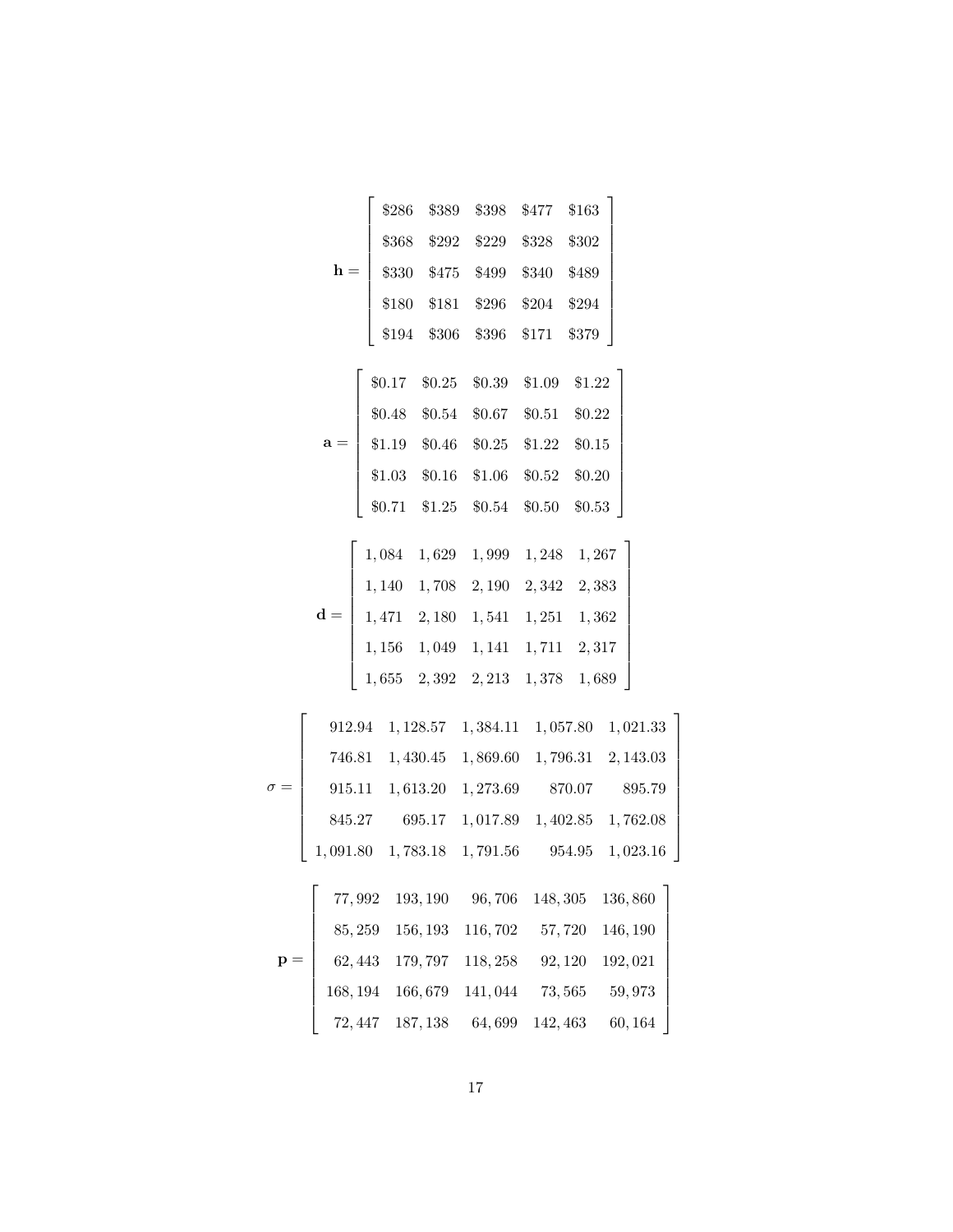$$
\mathbf{h} = \begin{bmatrix} \$286 & \$389 & \$398 & \$477 & \$163 \\ \$368 & \$292 & \$229 & \$328 & \$302 \\ \$330 & \$475 & \$499 & \$340 & \$489 \\ \$180 & \$181 & \$296 & \$204 & \$294 \\ \$194 & \$306 & \$396 & \$171 & \$379 \end{bmatrix}
$$

$$
\mathbf{a} = \begin{bmatrix} \$0.17 & \$0.25 & \$0.39 & \$1.09 & \$1.22 \\ \$0.48 & \$0.54 & \$0.67 & \$0.51 & \$0.22 \\ \$1.19 & \$0.46 & \$0.25 & \$1.22 & \$0.15 \\ \$1.03 & \$0.16 & \$1.06 & \$0.52 & \$0.20 \\ \$0.71 & \$1.25 & \$0.54 & \$0.50 & \$0.53 \end{bmatrix}
$$

$$
\mathbf{d} = \begin{bmatrix} 1,084 & 1,629 & 1,999 & 1,248 & 1,267 \\ 1,140 & 1,708 & 2,190 & 2,342 & 2,383 \\ 1,471 & 2,180 & 1,541 & 1,251 & 1,362 \\ 1,156 & 1,049 & 1,141 & 1,711 & 2,317 \\ 1,655 & 2,392 & 2,213 & 1,378 & 1,689 \end{bmatrix}
$$

$$
\sigma = \begin{bmatrix} 912.94 & 1,128.57 & 1,384.11 & 1,057.80 & 1,021.33 \\ 746.81 & 1,430.45 & 1,869.60 & 1,796.31 & 2,143.03 \\ 915.11 & 1,613.20 & 1,273.69 & 870.07 & 895.79 \\ 845.27 & 695.17 & 1,017.89 & 1,402.85 & 1,762.08 \\ 1,091.80 & 1,783.18 & 1,791.56 & 954.95 & 1,023.16 \end{bmatrix}
$$

$$
\mathbf{p} = \begin{bmatrix} 77,992 & 193,190 & 96,706 & 148,305 & 136,860 \\ 85,259 & 156,193 & 116,702 & 57,720 & 146,190 \\ 62,443 & 179,797 & 118,258 & 92,120 & 192,021 \\ 168,194 & 166,679 & 141,044 & 73,565 & 59,973 \\ 72,447 & 187,138 & 64,699 & 142,463 & 60,164 \end{bmatrix}
$$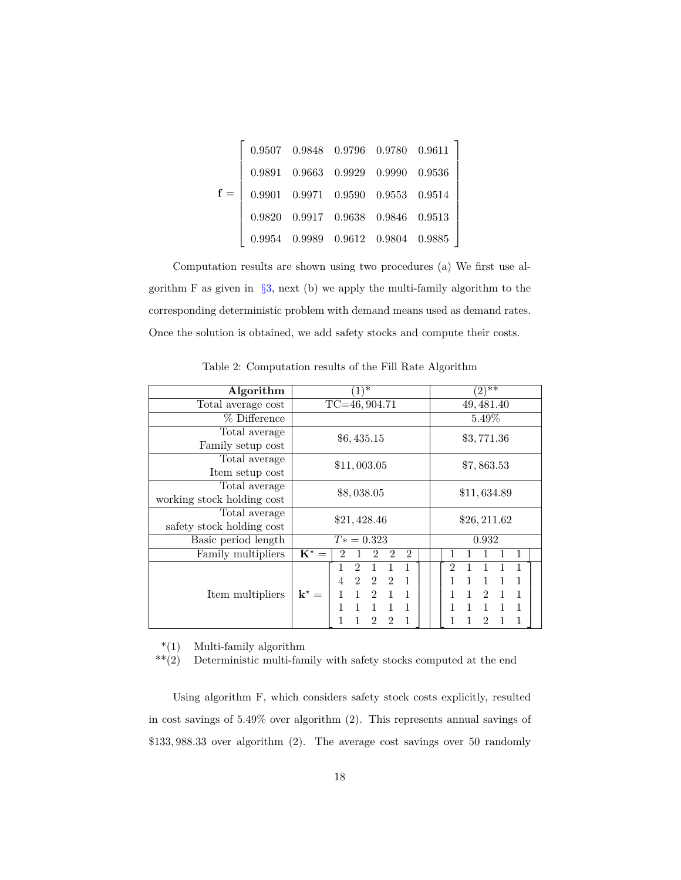$$
\mathbf{f} = \begin{bmatrix} 0.9507 & 0.9848 & 0.9796 & 0.9780 & 0.9611 \\ 0.9891 & 0.9663 & 0.9929 & 0.9990 & 0.9536 \\ 0.9901 & 0.9971 & 0.9590 & 0.9553 & 0.9514 \\ 0.9820 & 0.9917 & 0.9638 & 0.9846 & 0.9513 \\ 0.9954 & 0.9989 & 0.9612 & 0.9804 & 0.9885 \end{bmatrix}
$$

Computation results are shown using two procedures (a) We first use algorithm F as given in §3, next (b) we apply the multi-family algorithm to the corresponding deterministic problem with demand means used as demand rates. Once the solution is obtained, we add safety stocks and compute their costs.

Table 2: Computation results of the Fill Rate Algorithm

| Algorithm | (1)* | (2)** |
|---|---|---|
| Total average cost | TC=46,904.71 | 49,481.40 |
| % Difference | | 5.49% |
| Total average Family setup cost | \$6,435.15 | \$3,771.36 |
| Total average Item setup cost | \$11,003.05 | \$7,863.53 |
| Total average working stock holding cost | \$8,038.05 | \$11,634.89 |
| Total average safety stock holding cost | \$21,428.46 | \$26,211.62 |
| Basic period length | $T* = 0.323$ | 0.932 |
| Family multipliers | $\mathbf{K}^{\star} = \begin{bmatrix} 2 & 1 & 2 & 2 & 2 \end{bmatrix}$ | $\begin{bmatrix} 1 & 1 & 1 & 1 & 1 \end{bmatrix}$ |
| Item multipliers | $\mathbf{k}^{\star} = \begin{bmatrix} 1 & 2 & 1 & 1 & 1 \\ 4 & 2 & 2 & 2 & 1 \\ 1 & 1 & 2 & 1 & 1 \\ 1 & 1 & 1 & 1 & 1 \\ 1 & 1 & 2 & 2 & 1 \end{bmatrix}$ | $\begin{bmatrix} 2 & 1 & 1 & 1 & 1 \\ 1 & 1 & 1 & 1 & 1 \\ 1 & 1 & 2 & 1 & 1 \\ 1 & 1 & 1 & 1 & 1 \\ 1 & 1 & 2 & 1 & 1 \end{bmatrix}$ |

*(1) Multi-family algorithm

**(2) Deterministic multi-family with safety stocks computed at the end

Using algorithm F, which considers safety stock costs explicitly, resulted in cost savings of 5.49% over algorithm (2). This represents annual savings of \$133,988.33 over algorithm (2). The average cost savings over 50 randomly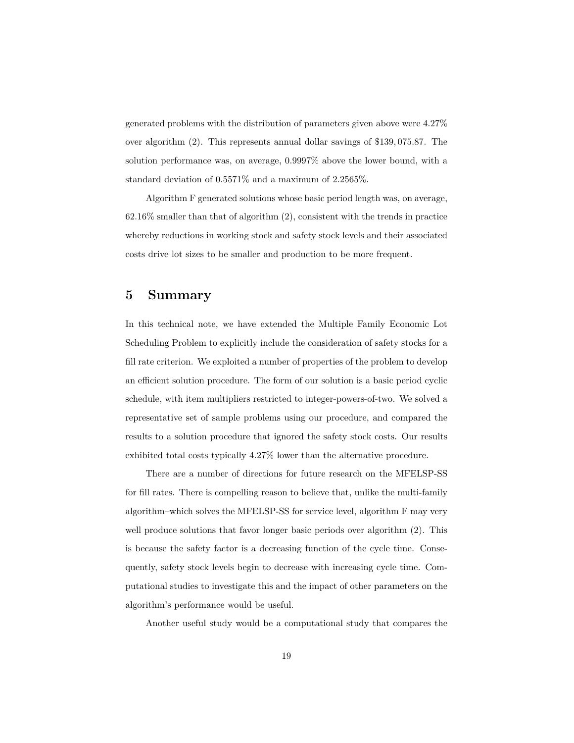generated problems with the distribution of parameters given above were 4.27% over algorithm (2). This represents annual dollar savings of \$139,075.87. The solution performance was, on average, 0.9997% above the lower bound, with a standard deviation of 0.5571% and a maximum of 2.2565%.

Algorithm F generated solutions whose basic period length was, on average, 62.16% smaller than that of algorithm (2), consistent with the trends in practice whereby reductions in working stock and safety stock levels and their associated costs drive lot sizes to be smaller and production to be more frequent.

## 5 Summary

In this technical note, we have extended the Multiple Family Economic Lot Scheduling Problem to explicitly include the consideration of safety stocks for a fill rate criterion. We exploited a number of properties of the problem to develop an efficient solution procedure. The form of our solution is a basic period cyclic schedule, with item multipliers restricted to integer-powers-of-two. We solved a representative set of sample problems using our procedure, and compared the results to a solution procedure that ignored the safety stock costs. Our results exhibited total costs typically 4.27% lower than the alternative procedure.

There are a number of directions for future research on the MFELSP-SS for fill rates. There is compelling reason to believe that, unlike the multi-family algorithm–which solves the MFELSP-SS for service level, algorithm F may very well produce solutions that favor longer basic periods over algorithm (2). This is because the safety factor is a decreasing function of the cycle time. Consequently, safety stock levels begin to decrease with increasing cycle time. Computational studies to investigate this and the impact of other parameters on the algorithm's performance would be useful.

Another useful study would be a computational study that compares the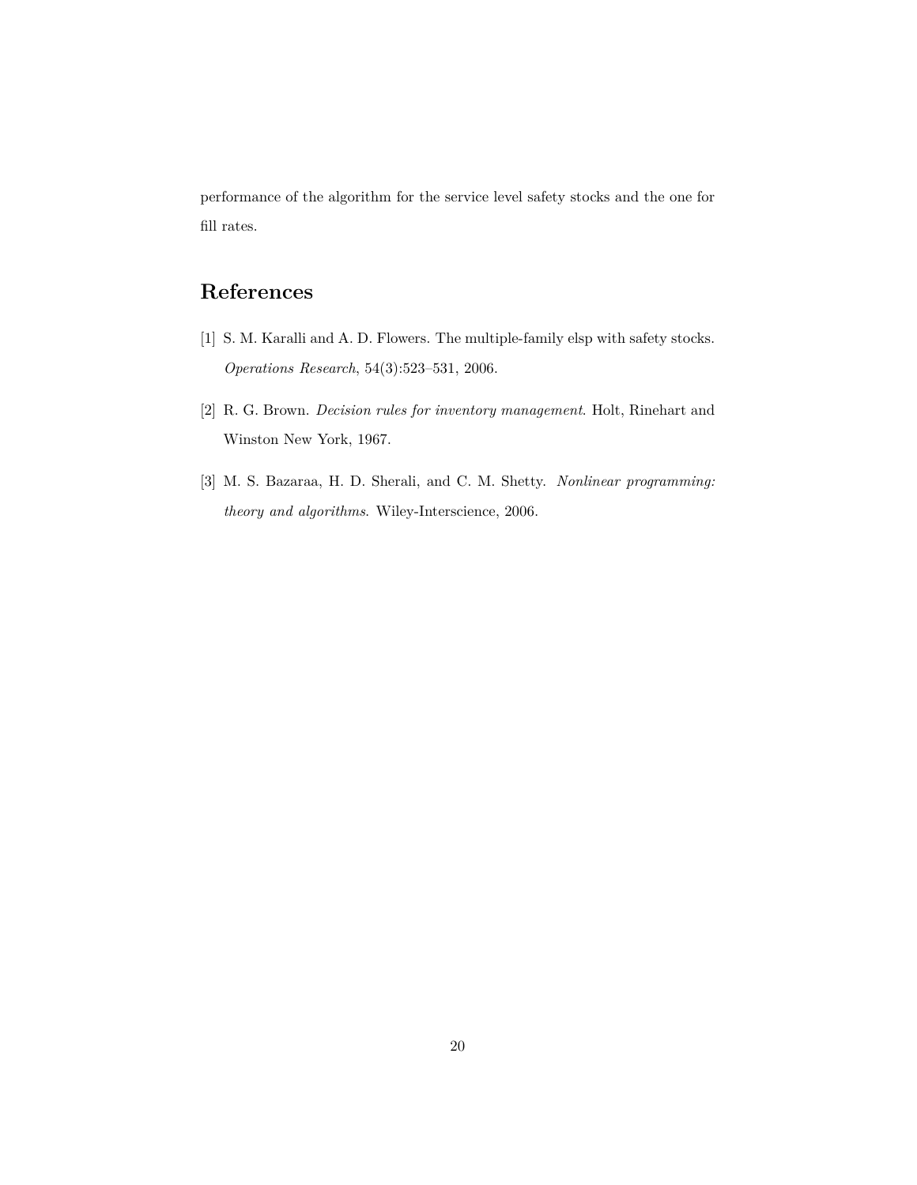performance of the algorithm for the service level safety stocks and the one for fill rates.

## References

[1] S. M. Karalli and A. D. Flowers. The multiple-family elsp with safety stocks. *Operations Research*, 54(3):523–531, 2006.

[2] R. G. Brown. *Decision rules for inventory management*. Holt, Rinehart and Winston New York, 1967.

[3] M. S. Bazaraa, H. D. Sherali, and C. M. Shetty. *Nonlinear programming: theory and algorithms*. Wiley-Interscience, 2006.